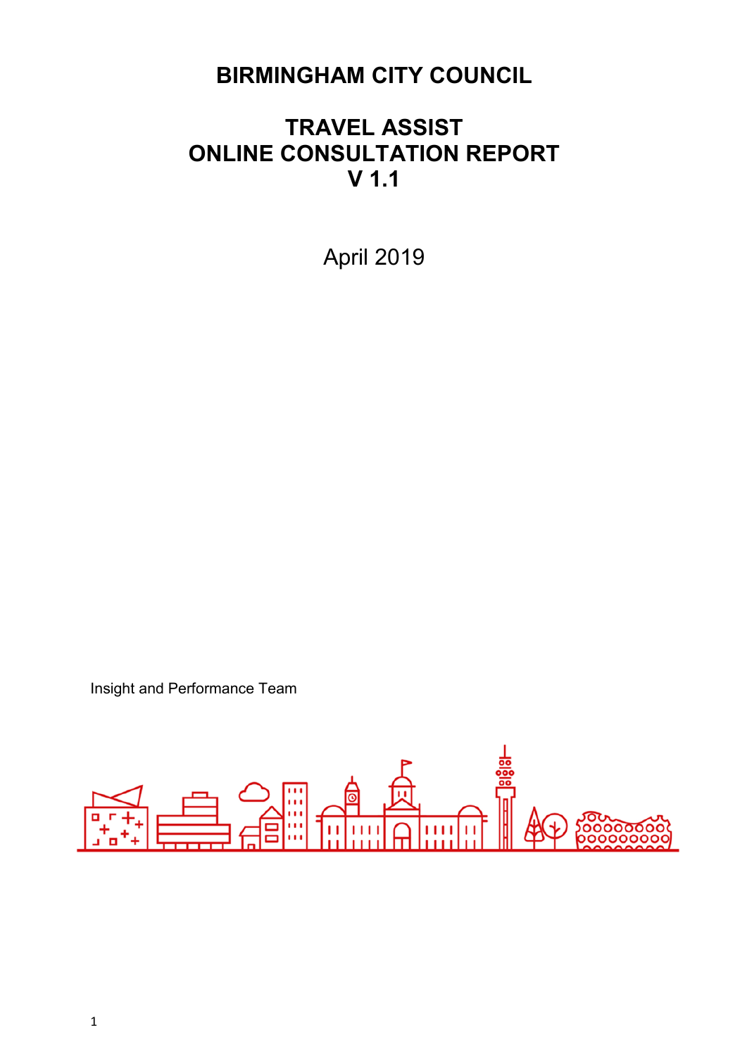# BIRMINGHAM CITY COUNCIL

# TRAVEL ASSIST
# ONLINE CONSULTATION REPORT
# V 1.1

April 2019

Insight and Performance Team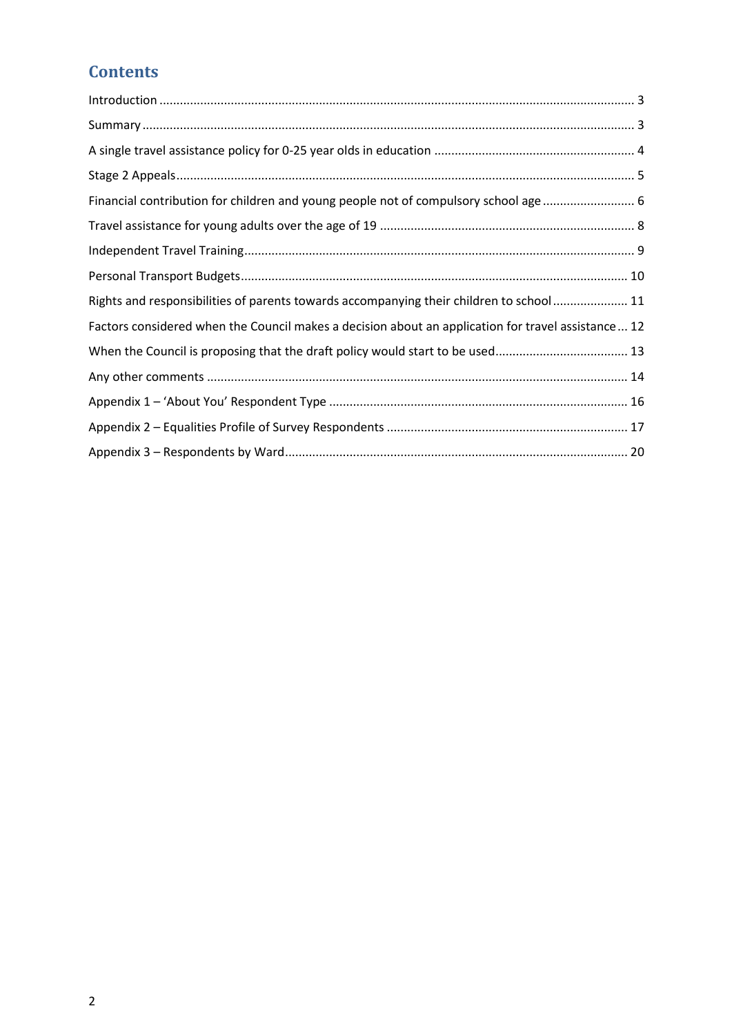## Contents

- Introduction ........ 3
- Summary ........ 3
- A single travel assistance policy for 0-25 year olds in education ........ 4
- Stage 2 Appeals ........ 5
- Financial contribution for children and young people not of compulsory school age ........ 6
- Travel assistance for young adults over the age of 19 ........ 8
- Independent Travel Training ........ 9
- Personal Transport Budgets ........ 10
- Rights and responsibilities of parents towards accompanying their children to school ........ 11
- Factors considered when the Council makes a decision about an application for travel assistance ... 12
- When the Council is proposing that the draft policy would start to be used ........ 13
- Any other comments ........ 14
- Appendix 1 – 'About You' Respondent Type ........ 16
- Appendix 2 – Equalities Profile of Survey Respondents ........ 17
- Appendix 3 – Respondents by Ward ........ 20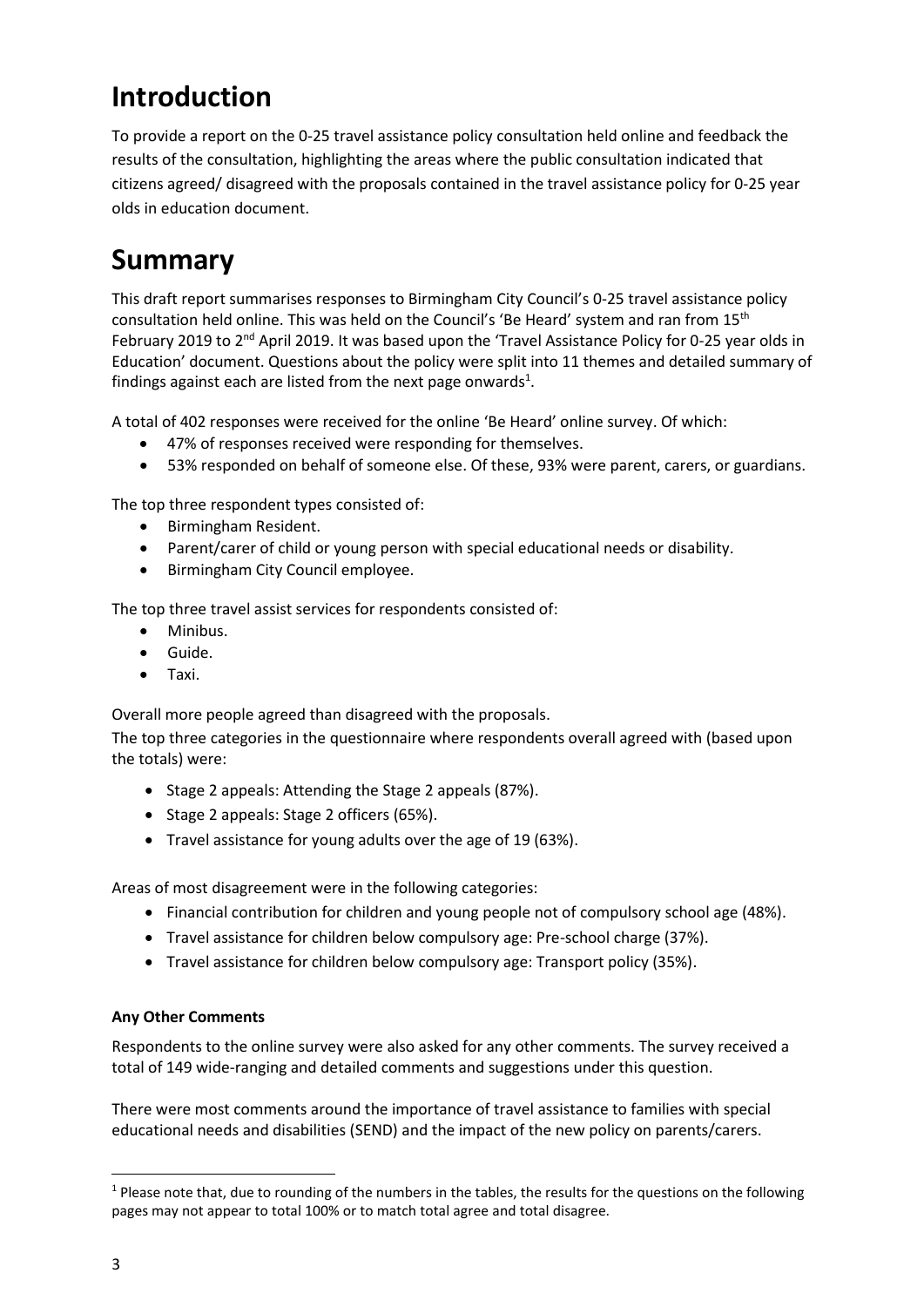# Introduction

To provide a report on the 0-25 travel assistance policy consultation held online and feedback the results of the consultation, highlighting the areas where the public consultation indicated that citizens agreed/ disagreed with the proposals contained in the travel assistance policy for 0-25 year olds in education document.

# Summary

This draft report summarises responses to Birmingham City Council's 0-25 travel assistance policy consultation held online. This was held on the Council's 'Be Heard' system and ran from 15th February 2019 to 2nd April 2019. It was based upon the 'Travel Assistance Policy for 0-25 year olds in Education' document. Questions about the policy were split into 11 themes and detailed summary of findings against each are listed from the next page onwards[1].

A total of 402 responses were received for the online 'Be Heard' online survey. Of which:

- 47% of responses received were responding for themselves.
- 53% responded on behalf of someone else. Of these, 93% were parent, carers, or guardians.

The top three respondent types consisted of:

- Birmingham Resident.
- Parent/carer of child or young person with special educational needs or disability.
- Birmingham City Council employee.

The top three travel assist services for respondents consisted of:

- Minibus.
- Guide.
- Taxi.

Overall more people agreed than disagreed with the proposals.

The top three categories in the questionnaire where respondents overall agreed with (based upon the totals) were:

- Stage 2 appeals: Attending the Stage 2 appeals (87%).
- Stage 2 appeals: Stage 2 officers (65%).
- Travel assistance for young adults over the age of 19 (63%).

Areas of most disagreement were in the following categories:

- Financial contribution for children and young people not of compulsory school age (48%).
- Travel assistance for children below compulsory age: Pre-school charge (37%).
- Travel assistance for children below compulsory age: Transport policy (35%).

**Any Other Comments**

Respondents to the online survey were also asked for any other comments. The survey received a total of 149 wide-ranging and detailed comments and suggestions under this question.

There were most comments around the importance of travel assistance to families with special educational needs and disabilities (SEND) and the impact of the new policy on parents/carers.

[1] Please note that, due to rounding of the numbers in the tables, the results for the questions on the following pages may not appear to total 100% or to match total agree and total disagree.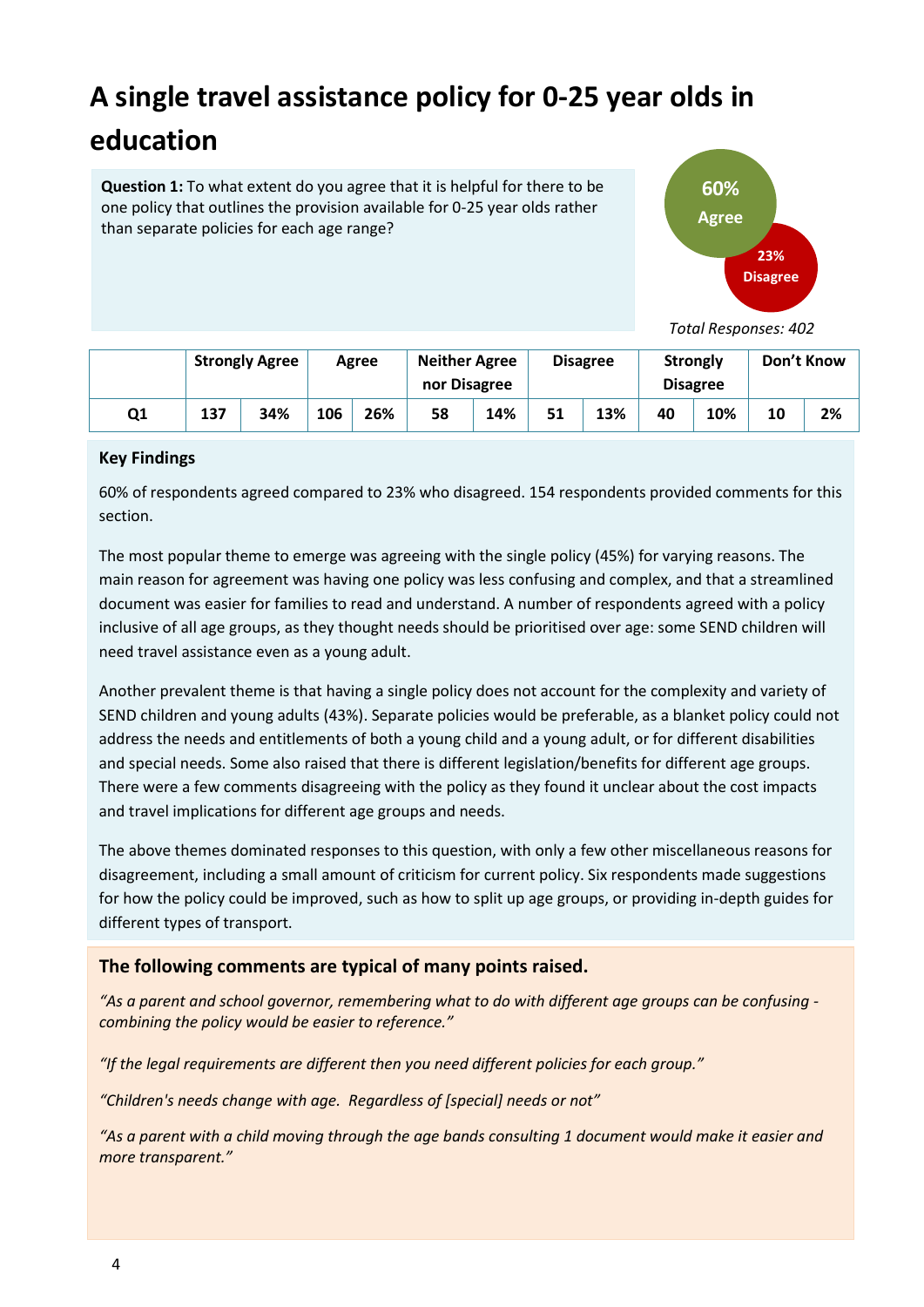# A single travel assistance policy for 0-25 year olds in education

**Question 1:** To what extent do you agree that it is helpful for there to be one policy that outlines the provision available for 0-25 year olds rather than separate policies for each age range?

60% Agree

23% Disagree

*Total Responses: 402*

| | Strongly Agree | | Agree | | Neither Agree nor Disagree | | Disagree | | Strongly Disagree | | Don't Know | |
|---|---|---|---|---|---|---|---|---|---|---|---|---|
| **Q1** | 137 | 34% | 106 | 26% | 58 | 14% | 51 | 13% | 40 | 10% | 10 | 2% |

**Key Findings**

60% of respondents agreed compared to 23% who disagreed. 154 respondents provided comments for this section.

The most popular theme to emerge was agreeing with the single policy (45%) for varying reasons. The main reason for agreement was having one policy was less confusing and complex, and that a streamlined document was easier for families to read and understand. A number of respondents agreed with a policy inclusive of all age groups, as they thought needs should be prioritised over age: some SEND children will need travel assistance even as a young adult.

Another prevalent theme is that having a single policy does not account for the complexity and variety of SEND children and young adults (43%). Separate policies would be preferable, as a blanket policy could not address the needs and entitlements of both a young child and a young adult, or for different disabilities and special needs. Some also raised that there is different legislation/benefits for different age groups. There were a few comments disagreeing with the policy as they found it unclear about the cost impacts and travel implications for different age groups and needs.

The above themes dominated responses to this question, with only a few other miscellaneous reasons for disagreement, including a small amount of criticism for current policy. Six respondents made suggestions for how the policy could be improved, such as how to split up age groups, or providing in-depth guides for different types of transport.

**The following comments are typical of many points raised.**

*"As a parent and school governor, remembering what to do with different age groups can be confusing - combining the policy would be easier to reference."*

*"If the legal requirements are different then you need different policies for each group."*

*"Children's needs change with age. Regardless of [special] needs or not"*

*"As a parent with a child moving through the age bands consulting 1 document would make it easier and more transparent."*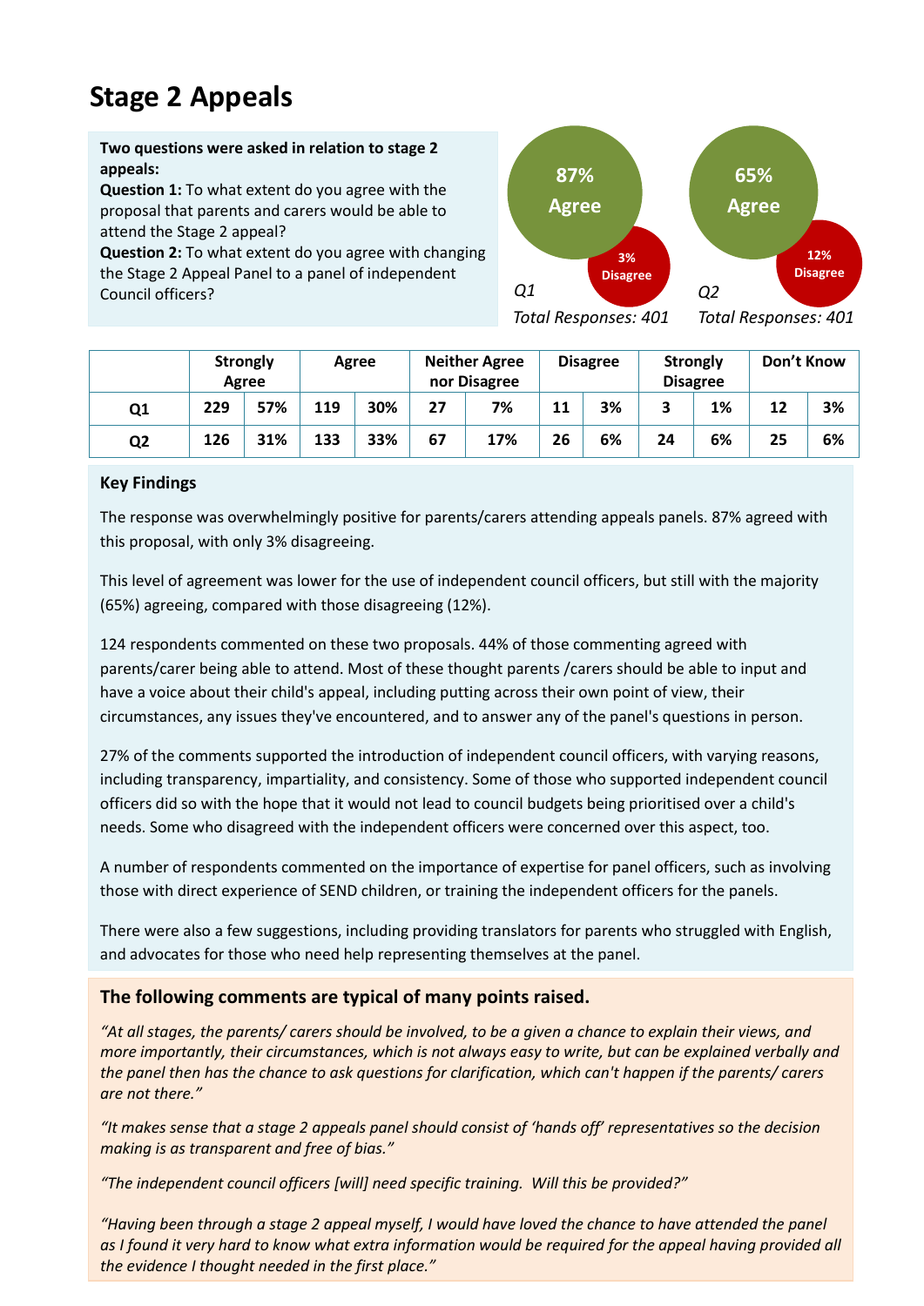# Stage 2 Appeals

**Two questions were asked in relation to stage 2 appeals:**
**Question 1:** To what extent do you agree with the proposal that parents and carers would be able to attend the Stage 2 appeal?
**Question 2:** To what extent do you agree with changing the Stage 2 Appeal Panel to a panel of independent Council officers?

87% Agree
3% Disagree
*Q1*
*Total Responses: 401*

65% Agree
12% Disagree
*Q2*
*Total Responses: 401*

| | Strongly Agree | | Agree | | Neither Agree nor Disagree | | Disagree | | Strongly Disagree | | Don't Know | |
|---|---|---|---|---|---|---|---|---|---|---|---|---|
| **Q1** | 229 | 57% | 119 | 30% | 27 | 7% | 11 | 3% | 3 | 1% | 12 | 3% |
| **Q2** | 126 | 31% | 133 | 33% | 67 | 17% | 26 | 6% | 24 | 6% | 25 | 6% |

**Key Findings**

The response was overwhelmingly positive for parents/carers attending appeals panels. 87% agreed with this proposal, with only 3% disagreeing.

This level of agreement was lower for the use of independent council officers, but still with the majority (65%) agreeing, compared with those disagreeing (12%).

124 respondents commented on these two proposals. 44% of those commenting agreed with parents/carer being able to attend. Most of these thought parents /carers should be able to input and have a voice about their child's appeal, including putting across their own point of view, their circumstances, any issues they've encountered, and to answer any of the panel's questions in person.

27% of the comments supported the introduction of independent council officers, with varying reasons, including transparency, impartiality, and consistency. Some of those who supported independent council officers did so with the hope that it would not lead to council budgets being prioritised over a child's needs. Some who disagreed with the independent officers were concerned over this aspect, too.

A number of respondents commented on the importance of expertise for panel officers, such as involving those with direct experience of SEND children, or training the independent officers for the panels.

There were also a few suggestions, including providing translators for parents who struggled with English, and advocates for those who need help representing themselves at the panel.

**The following comments are typical of many points raised.**

*"At all stages, the parents/ carers should be involved, to be a given a chance to explain their views, and more importantly, their circumstances, which is not always easy to write, but can be explained verbally and the panel then has the chance to ask questions for clarification, which can't happen if the parents/ carers are not there."*

*"It makes sense that a stage 2 appeals panel should consist of 'hands off' representatives so the decision making is as transparent and free of bias."*

*"The independent council officers [will] need specific training. Will this be provided?"*

*"Having been through a stage 2 appeal myself, I would have loved the chance to have attended the panel as I found it very hard to know what extra information would be required for the appeal having provided all the evidence I thought needed in the first place."*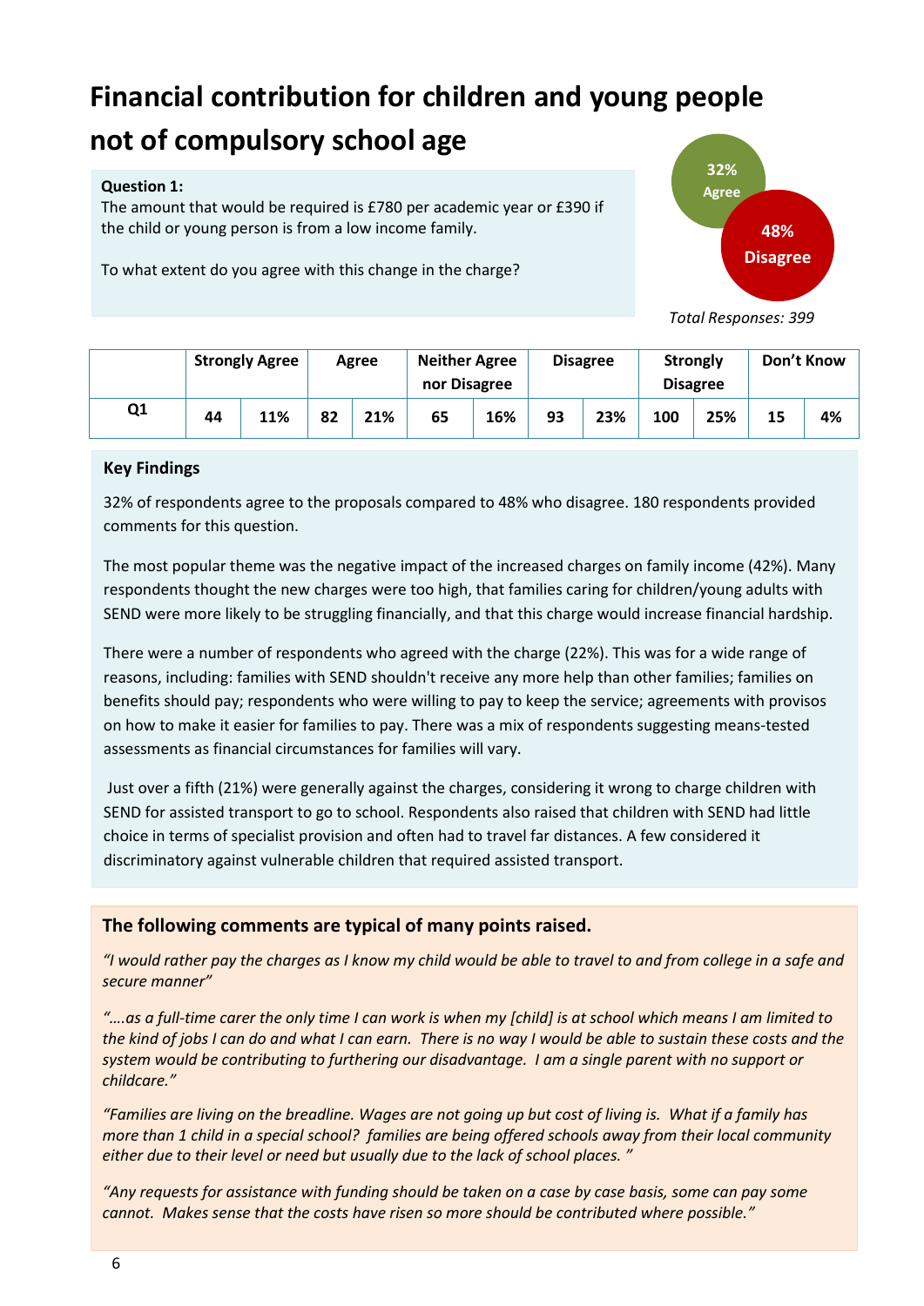# Financial contribution for children and young people not of compulsory school age

**Question 1:**
The amount that would be required is £780 per academic year or £390 if the child or young person is from a low income family.

To what extent do you agree with this change in the charge?

32% Agree

48% Disagree

*Total Responses: 399*

| | Strongly Agree | | Agree | | Neither Agree nor Disagree | | Disagree | | Strongly Disagree | | Don't Know | |
|---|---|---|---|---|---|---|---|---|---|---|---|---|
| **Q1** | 44 | 11% | 82 | 21% | 65 | 16% | 93 | 23% | 100 | 25% | 15 | 4% |

**Key Findings**

32% of respondents agree to the proposals compared to 48% who disagree. 180 respondents provided comments for this question.

The most popular theme was the negative impact of the increased charges on family income (42%). Many respondents thought the new charges were too high, that families caring for children/young adults with SEND were more likely to be struggling financially, and that this charge would increase financial hardship.

There were a number of respondents who agreed with the charge (22%). This was for a wide range of reasons, including: families with SEND shouldn't receive any more help than other families; families on benefits should pay; respondents who were willing to pay to keep the service; agreements with provisos on how to make it easier for families to pay. There was a mix of respondents suggesting means-tested assessments as financial circumstances for families will vary.

Just over a fifth (21%) were generally against the charges, considering it wrong to charge children with SEND for assisted transport to go to school. Respondents also raised that children with SEND had little choice in terms of specialist provision and often had to travel far distances. A few considered it discriminatory against vulnerable children that required assisted transport.

**The following comments are typical of many points raised.**

*"I would rather pay the charges as I know my child would be able to travel to and from college in a safe and secure manner"*

*"….as a full-time carer the only time I can work is when my [child] is at school which means I am limited to the kind of jobs I can do and what I can earn. There is no way I would be able to sustain these costs and the system would be contributing to furthering our disadvantage. I am a single parent with no support or childcare."*

*"Families are living on the breadline. Wages are not going up but cost of living is. What if a family has more than 1 child in a special school? families are being offered schools away from their local community either due to their level or need but usually due to the lack of school places. "*

*"Any requests for assistance with funding should be taken on a case by case basis, some can pay some cannot. Makes sense that the costs have risen so more should be contributed where possible."*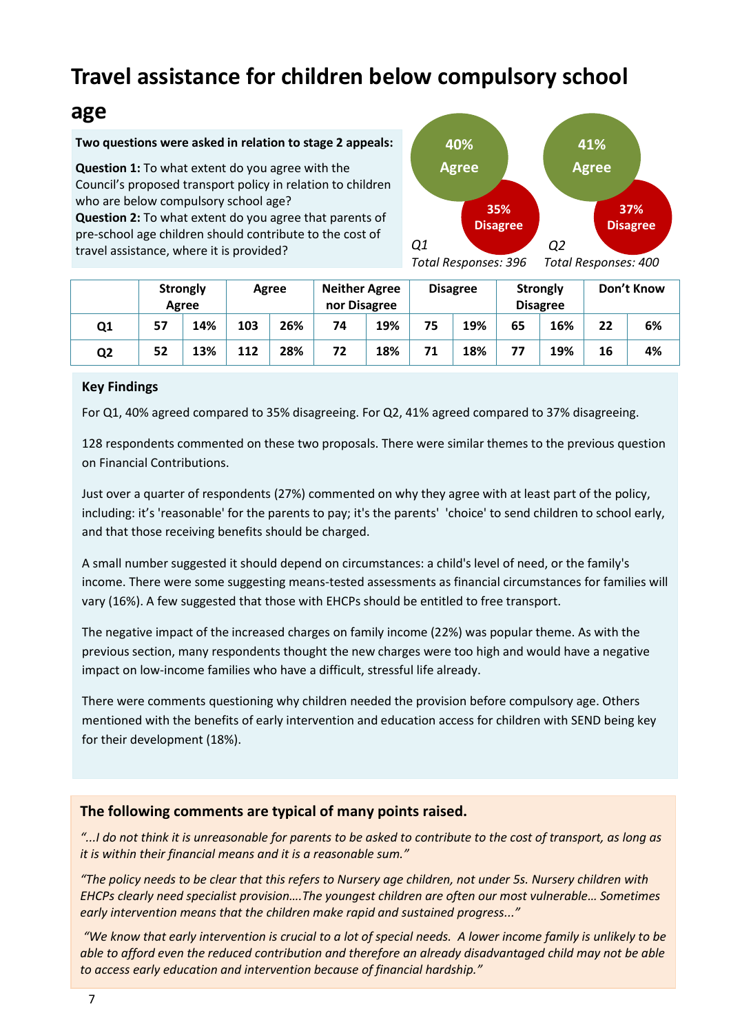# Travel assistance for children below compulsory school age

**Two questions were asked in relation to stage 2 appeals:**

**Question 1:** To what extent do you agree with the Council's proposed transport policy in relation to children who are below compulsory school age?

**Question 2:** To what extent do you agree that parents of pre-school age children should contribute to the cost of travel assistance, where it is provided?

**40% Agree** / **35% Disagree**
*Q1*
*Total Responses: 396*

**41% Agree** / **37% Disagree**
*Q2*
*Total Responses: 400*

| | Strongly Agree | | Agree | | Neither Agree nor Disagree | | Disagree | | Strongly Disagree | | Don't Know | |
|---|---|---|---|---|---|---|---|---|---|---|---|---|
| **Q1** | 57 | 14% | 103 | 26% | 74 | 19% | 75 | 19% | 65 | 16% | 22 | 6% |
| **Q2** | 52 | 13% | 112 | 28% | 72 | 18% | 71 | 18% | 77 | 19% | 16 | 4% |

**Key Findings**

For Q1, 40% agreed compared to 35% disagreeing. For Q2, 41% agreed compared to 37% disagreeing.

128 respondents commented on these two proposals. There were similar themes to the previous question on Financial Contributions.

Just over a quarter of respondents (27%) commented on why they agree with at least part of the policy, including: it's 'reasonable' for the parents to pay; it's the parents' 'choice' to send children to school early, and that those receiving benefits should be charged.

A small number suggested it should depend on circumstances: a child's level of need, or the family's income. There were some suggesting means-tested assessments as financial circumstances for families will vary (16%). A few suggested that those with EHCPs should be entitled to free transport.

The negative impact of the increased charges on family income (22%) was popular theme. As with the previous section, many respondents thought the new charges were too high and would have a negative impact on low-income families who have a difficult, stressful life already.

There were comments questioning why children needed the provision before compulsory age. Others mentioned with the benefits of early intervention and education access for children with SEND being key for their development (18%).

**The following comments are typical of many points raised.**

*"...I do not think it is unreasonable for parents to be asked to contribute to the cost of transport, as long as it is within their financial means and it is a reasonable sum."*

*"The policy needs to be clear that this refers to Nursery age children, not under 5s. Nursery children with EHCPs clearly need specialist provision….The youngest children are often our most vulnerable… Sometimes early intervention means that the children make rapid and sustained progress..."*

*"We know that early intervention is crucial to a lot of special needs. A lower income family is unlikely to be able to afford even the reduced contribution and therefore an already disadvantaged child may not be able to access early education and intervention because of financial hardship."*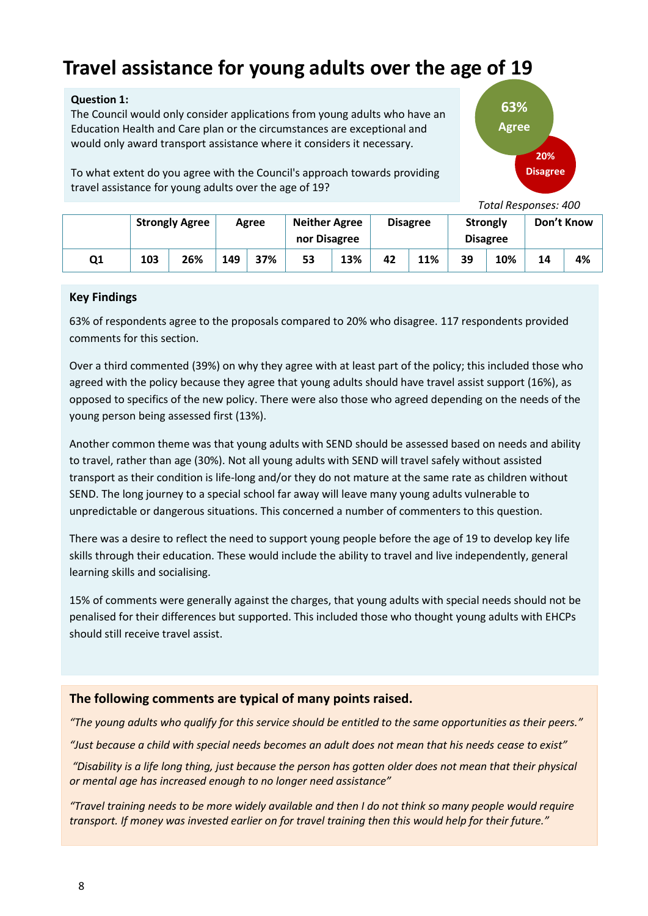# Travel assistance for young adults over the age of 19

**Question 1:**
The Council would only consider applications from young adults who have an Education Health and Care plan or the circumstances are exceptional and would only award transport assistance where it considers it necessary.

To what extent do you agree with the Council's approach towards providing travel assistance for young adults over the age of 19?

63% Agree

20% Disagree

*Total Responses: 400*

| | Strongly Agree | | Agree | | Neither Agree nor Disagree | | Disagree | | Strongly Disagree | | Don't Know | |
|---|---|---|---|---|---|---|---|---|---|---|---|---|
| Q1 | 103 | 26% | 149 | 37% | 53 | 13% | 42 | 11% | 39 | 10% | 14 | 4% |

**Key Findings**

63% of respondents agree to the proposals compared to 20% who disagree. 117 respondents provided comments for this section.

Over a third commented (39%) on why they agree with at least part of the policy; this included those who agreed with the policy because they agree that young adults should have travel assist support (16%), as opposed to specifics of the new policy. There were also those who agreed depending on the needs of the young person being assessed first (13%).

Another common theme was that young adults with SEND should be assessed based on needs and ability to travel, rather than age (30%). Not all young adults with SEND will travel safely without assisted transport as their condition is life-long and/or they do not mature at the same rate as children without SEND. The long journey to a special school far away will leave many young adults vulnerable to unpredictable or dangerous situations. This concerned a number of commenters to this question.

There was a desire to reflect the need to support young people before the age of 19 to develop key life skills through their education. These would include the ability to travel and live independently, general learning skills and socialising.

15% of comments were generally against the charges, that young adults with special needs should not be penalised for their differences but supported. This included those who thought young adults with EHCPs should still receive travel assist.

**The following comments are typical of many points raised.**

*"The young adults who qualify for this service should be entitled to the same opportunities as their peers."*

*"Just because a child with special needs becomes an adult does not mean that his needs cease to exist"*

*"Disability is a life long thing, just because the person has gotten older does not mean that their physical or mental age has increased enough to no longer need assistance"*

*"Travel training needs to be more widely available and then I do not think so many people would require transport. If money was invested earlier on for travel training then this would help for their future."*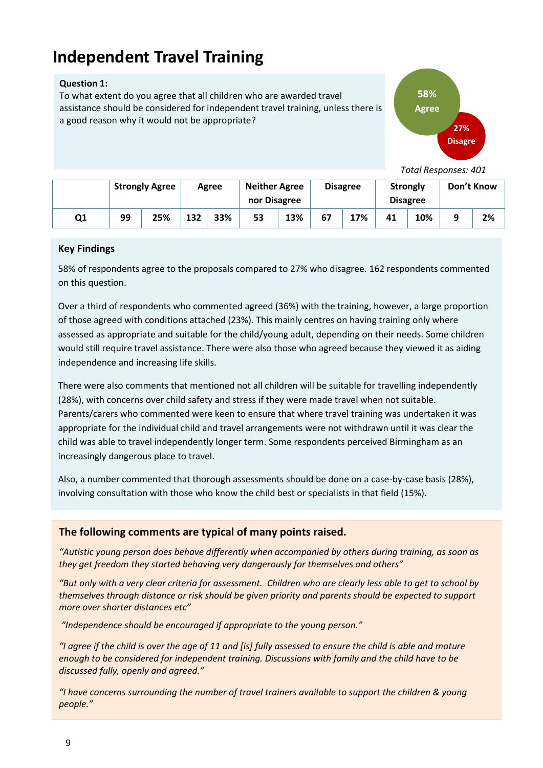# Independent Travel Training

**Question 1:**
To what extent do you agree that all children who are awarded travel assistance should be considered for independent travel training, unless there is a good reason why it would not be appropriate?

58% Agree

27% Disagre

*Total Responses: 401*

| | Strongly Agree | | Agree | | Neither Agree nor Disagree | | Disagree | | Strongly Disagree | | Don't Know | |
|---|---|---|---|---|---|---|---|---|---|---|---|---|
| Q1 | 99 | 25% | 132 | 33% | 53 | 13% | 67 | 17% | 41 | 10% | 9 | 2% |

**Key Findings**

58% of respondents agree to the proposals compared to 27% who disagree. 162 respondents commented on this question.

Over a third of respondents who commented agreed (36%) with the training, however, a large proportion of those agreed with conditions attached (23%). This mainly centres on having training only where assessed as appropriate and suitable for the child/young adult, depending on their needs. Some children would still require travel assistance. There were also those who agreed because they viewed it as aiding independence and increasing life skills.

There were also comments that mentioned not all children will be suitable for travelling independently (28%), with concerns over child safety and stress if they were made travel when not suitable. Parents/carers who commented were keen to ensure that where travel training was undertaken it was appropriate for the individual child and travel arrangements were not withdrawn until it was clear the child was able to travel independently longer term. Some respondents perceived Birmingham as an increasingly dangerous place to travel.

Also, a number commented that thorough assessments should be done on a case-by-case basis (28%), involving consultation with those who know the child best or specialists in that field (15%).

**The following comments are typical of many points raised.**

*"Autistic young person does behave differently when accompanied by others during training, as soon as they get freedom they started behaving very dangerously for themselves and others"*

*"But only with a very clear criteria for assessment. Children who are clearly less able to get to school by themselves through distance or risk should be given priority and parents should be expected to support more over shorter distances etc"*

*"Independence should be encouraged if appropriate to the young person."*

*"I agree if the child is over the age of 11 and [is] fully assessed to ensure the child is able and mature enough to be considered for independent training. Discussions with family and the child have to be discussed fully, openly and agreed."*

*"I have concerns surrounding the number of travel trainers available to support the children & young people."*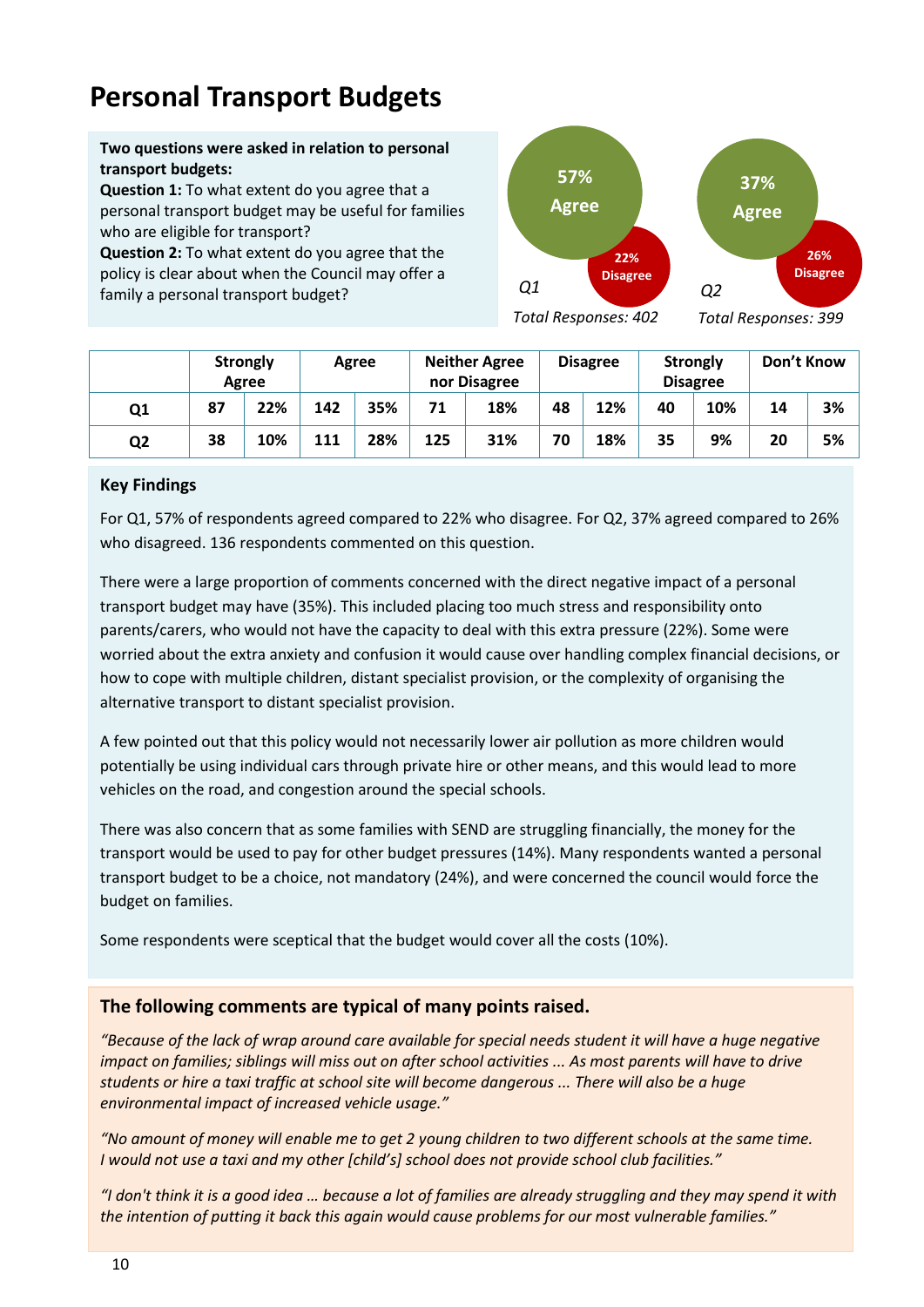# Personal Transport Budgets

**Two questions were asked in relation to personal transport budgets:**
**Question 1:** To what extent do you agree that a personal transport budget may be useful for families who are eligible for transport?
**Question 2:** To what extent do you agree that the policy is clear about when the Council may offer a family a personal transport budget?

Q1: 57% Agree, 22% Disagree
*Total Responses: 402*

Q2: 37% Agree, 26% Disagree
*Total Responses: 399*

| | Strongly Agree | | Agree | | Neither Agree nor Disagree | | Disagree | | Strongly Disagree | | Don't Know | |
|---|---|---|---|---|---|---|---|---|---|---|---|---|
| **Q1** | 87 | 22% | 142 | 35% | 71 | 18% | 48 | 12% | 40 | 10% | 14 | 3% |
| **Q2** | 38 | 10% | 111 | 28% | 125 | 31% | 70 | 18% | 35 | 9% | 20 | 5% |

## Key Findings

For Q1, 57% of respondents agreed compared to 22% who disagree. For Q2, 37% agreed compared to 26% who disagreed. 136 respondents commented on this question.

There were a large proportion of comments concerned with the direct negative impact of a personal transport budget may have (35%). This included placing too much stress and responsibility onto parents/carers, who would not have the capacity to deal with this extra pressure (22%). Some were worried about the extra anxiety and confusion it would cause over handling complex financial decisions, or how to cope with multiple children, distant specialist provision, or the complexity of organising the alternative transport to distant specialist provision.

A few pointed out that this policy would not necessarily lower air pollution as more children would potentially be using individual cars through private hire or other means, and this would lead to more vehicles on the road, and congestion around the special schools.

There was also concern that as some families with SEND are struggling financially, the money for the transport would be used to pay for other budget pressures (14%). Many respondents wanted a personal transport budget to be a choice, not mandatory (24%), and were concerned the council would force the budget on families.

Some respondents were sceptical that the budget would cover all the costs (10%).

### The following comments are typical of many points raised.

*"Because of the lack of wrap around care available for special needs student it will have a huge negative impact on families; siblings will miss out on after school activities ... As most parents will have to drive students or hire a taxi traffic at school site will become dangerous ... There will also be a huge environmental impact of increased vehicle usage."*

*"No amount of money will enable me to get 2 young children to two different schools at the same time. I would not use a taxi and my other [child's] school does not provide school club facilities."*

*"I don't think it is a good idea … because a lot of families are already struggling and they may spend it with the intention of putting it back this again would cause problems for our most vulnerable families."*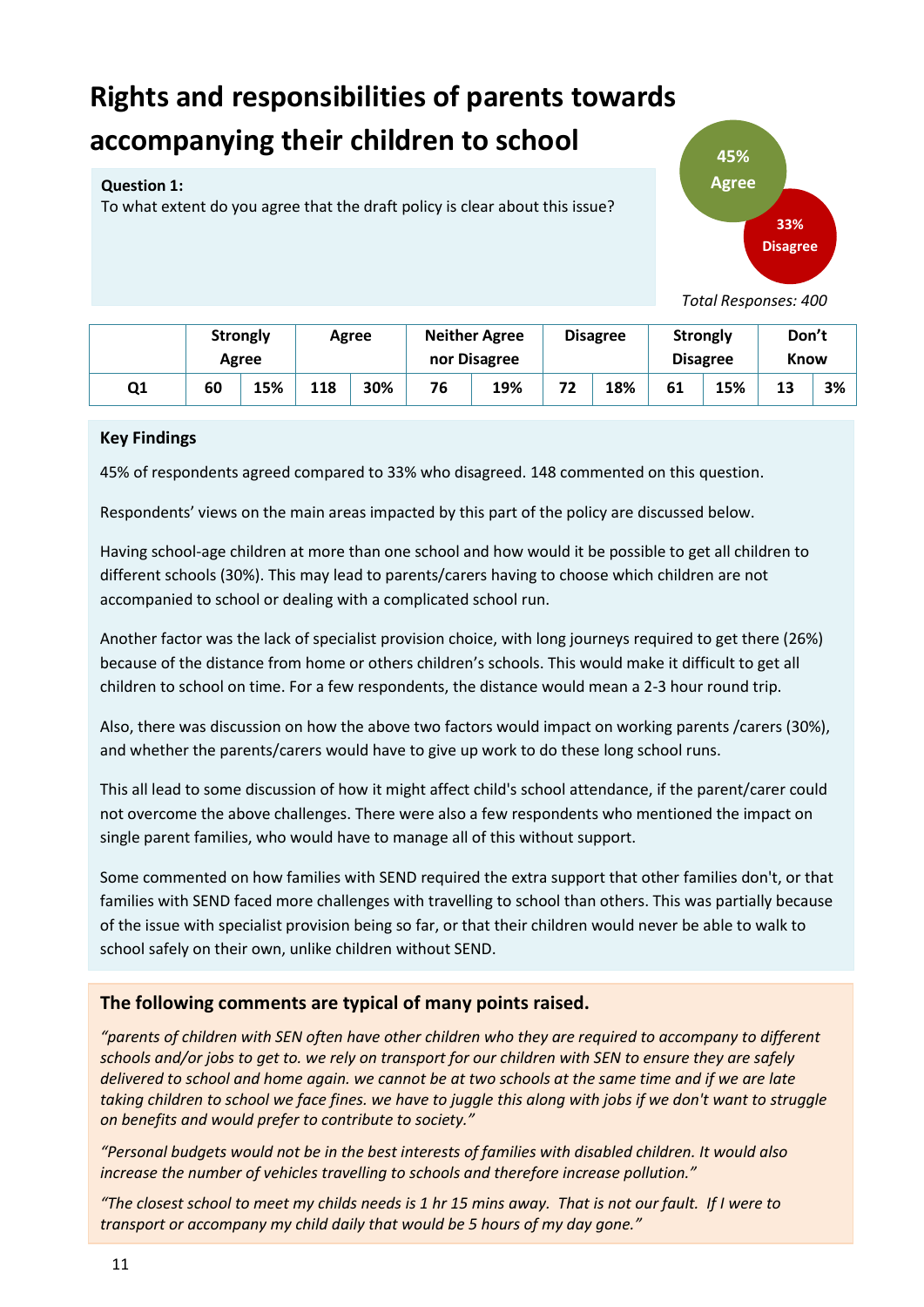# Rights and responsibilities of parents towards accompanying their children to school

**Question 1:**
To what extent do you agree that the draft policy is clear about this issue?

45% Agree

33% Disagree

*Total Responses: 400*

| | Strongly Agree | | Agree | | Neither Agree nor Disagree | | Disagree | | Strongly Disagree | | Don't Know | |
|---|---|---|---|---|---|---|---|---|---|---|---|---|
| **Q1** | **60** | **15%** | **118** | **30%** | **76** | **19%** | **72** | **18%** | **61** | **15%** | **13** | **3%** |

**Key Findings**

45% of respondents agreed compared to 33% who disagreed. 148 commented on this question.

Respondents' views on the main areas impacted by this part of the policy are discussed below.

Having school-age children at more than one school and how would it be possible to get all children to different schools (30%). This may lead to parents/carers having to choose which children are not accompanied to school or dealing with a complicated school run.

Another factor was the lack of specialist provision choice, with long journeys required to get there (26%) because of the distance from home or others children's schools. This would make it difficult to get all children to school on time. For a few respondents, the distance would mean a 2-3 hour round trip.

Also, there was discussion on how the above two factors would impact on working parents /carers (30%), and whether the parents/carers would have to give up work to do these long school runs.

This all lead to some discussion of how it might affect child's school attendance, if the parent/carer could not overcome the above challenges. There were also a few respondents who mentioned the impact on single parent families, who would have to manage all of this without support.

Some commented on how families with SEND required the extra support that other families don't, or that families with SEND faced more challenges with travelling to school than others. This was partially because of the issue with specialist provision being so far, or that their children would never be able to walk to school safely on their own, unlike children without SEND.

### The following comments are typical of many points raised.

*"parents of children with SEN often have other children who they are required to accompany to different schools and/or jobs to get to. we rely on transport for our children with SEN to ensure they are safely delivered to school and home again. we cannot be at two schools at the same time and if we are late taking children to school we face fines. we have to juggle this along with jobs if we don't want to struggle on benefits and would prefer to contribute to society."*

*"Personal budgets would not be in the best interests of families with disabled children. It would also increase the number of vehicles travelling to schools and therefore increase pollution."*

*"The closest school to meet my childs needs is 1 hr 15 mins away. That is not our fault. If I were to transport or accompany my child daily that would be 5 hours of my day gone."*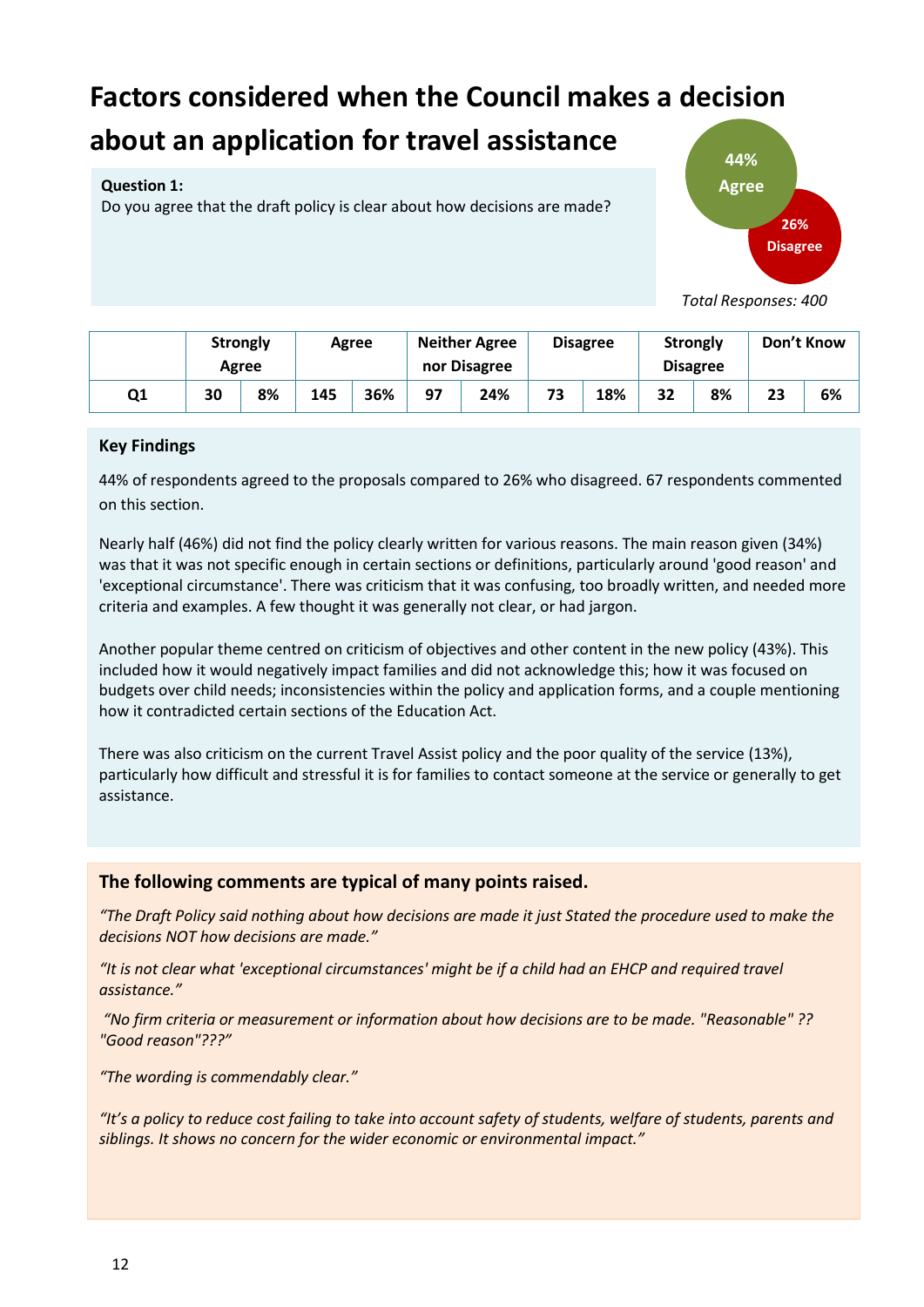# Factors considered when the Council makes a decision about an application for travel assistance

**Question 1:**
Do you agree that the draft policy is clear about how decisions are made?

44% Agree

26% Disagree

*Total Responses: 400*

| | Strongly Agree | | Agree | | Neither Agree nor Disagree | | Disagree | | Strongly Disagree | | Don't Know | |
|---|---|---|---|---|---|---|---|---|---|---|---|---|
| Q1 | 30 | 8% | 145 | 36% | 97 | 24% | 73 | 18% | 32 | 8% | 23 | 6% |

**Key Findings**

44% of respondents agreed to the proposals compared to 26% who disagreed. 67 respondents commented on this section.

Nearly half (46%) did not find the policy clearly written for various reasons. The main reason given (34%) was that it was not specific enough in certain sections or definitions, particularly around 'good reason' and 'exceptional circumstance'. There was criticism that it was confusing, too broadly written, and needed more criteria and examples. A few thought it was generally not clear, or had jargon.

Another popular theme centred on criticism of objectives and other content in the new policy (43%). This included how it would negatively impact families and did not acknowledge this; how it was focused on budgets over child needs; inconsistencies within the policy and application forms, and a couple mentioning how it contradicted certain sections of the Education Act.

There was also criticism on the current Travel Assist policy and the poor quality of the service (13%), particularly how difficult and stressful it is for families to contact someone at the service or generally to get assistance.

**The following comments are typical of many points raised.**

*"The Draft Policy said nothing about how decisions are made it just Stated the procedure used to make the decisions NOT how decisions are made."*

*"It is not clear what 'exceptional circumstances' might be if a child had an EHCP and required travel assistance."*

*"No firm criteria or measurement or information about how decisions are to be made. "Reasonable" ?? "Good reason"???"*

*"The wording is commendably clear."*

*"It's a policy to reduce cost failing to take into account safety of students, welfare of students, parents and siblings. It shows no concern for the wider economic or environmental impact."*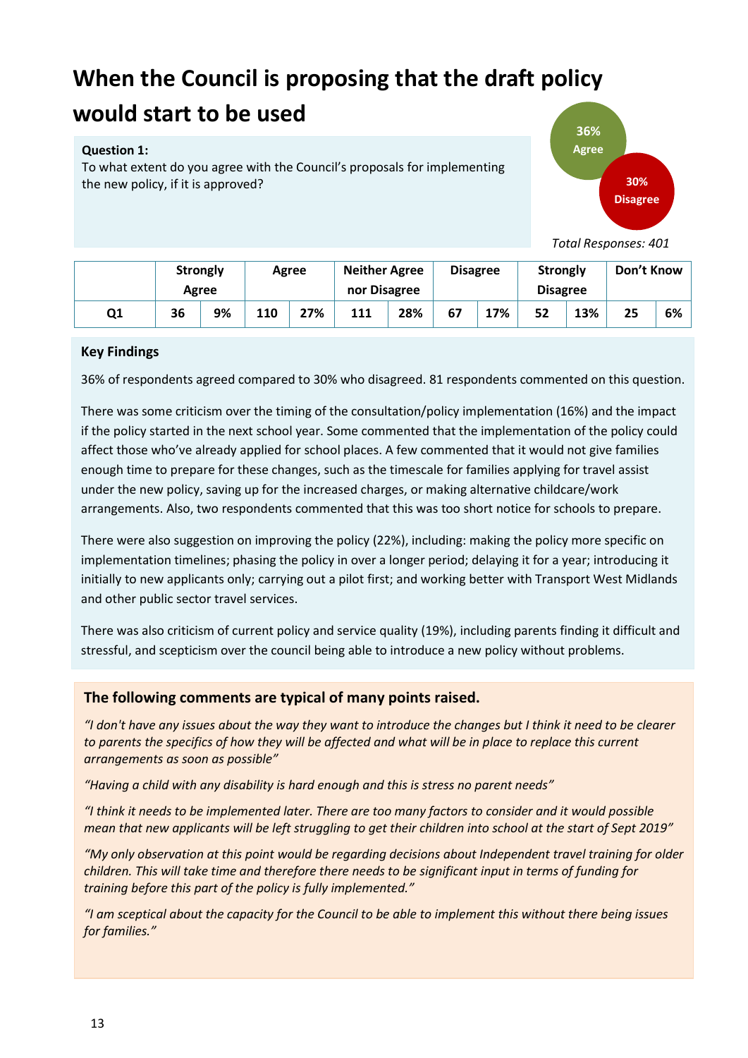# When the Council is proposing that the draft policy would start to be used

**Question 1:**
To what extent do you agree with the Council's proposals for implementing the new policy, if it is approved?

**36% Agree**

**30% Disagree**

*Total Responses: 401*

| | Strongly Agree | | Agree | | Neither Agree nor Disagree | | Disagree | | Strongly Disagree | | Don't Know | |
|---|---|---|---|---|---|---|---|---|---|---|---|---|
| **Q1** | **36** | **9%** | **110** | **27%** | **111** | **28%** | **67** | **17%** | **52** | **13%** | **25** | **6%** |

**Key Findings**

36% of respondents agreed compared to 30% who disagreed. 81 respondents commented on this question.

There was some criticism over the timing of the consultation/policy implementation (16%) and the impact if the policy started in the next school year. Some commented that the implementation of the policy could affect those who've already applied for school places. A few commented that it would not give families enough time to prepare for these changes, such as the timescale for families applying for travel assist under the new policy, saving up for the increased charges, or making alternative childcare/work arrangements. Also, two respondents commented that this was too short notice for schools to prepare.

There were also suggestion on improving the policy (22%), including: making the policy more specific on implementation timelines; phasing the policy in over a longer period; delaying it for a year; introducing it initially to new applicants only; carrying out a pilot first; and working better with Transport West Midlands and other public sector travel services.

There was also criticism of current policy and service quality (19%), including parents finding it difficult and stressful, and scepticism over the council being able to introduce a new policy without problems.

**The following comments are typical of many points raised.**

*"I don't have any issues about the way they want to introduce the changes but I think it need to be clearer to parents the specifics of how they will be affected and what will be in place to replace this current arrangements as soon as possible"*

*"Having a child with any disability is hard enough and this is stress no parent needs"*

*"I think it needs to be implemented later. There are too many factors to consider and it would possible mean that new applicants will be left struggling to get their children into school at the start of Sept 2019"*

*"My only observation at this point would be regarding decisions about Independent travel training for older children. This will take time and therefore there needs to be significant input in terms of funding for training before this part of the policy is fully implemented."*

*"I am sceptical about the capacity for the Council to be able to implement this without there being issues for families."*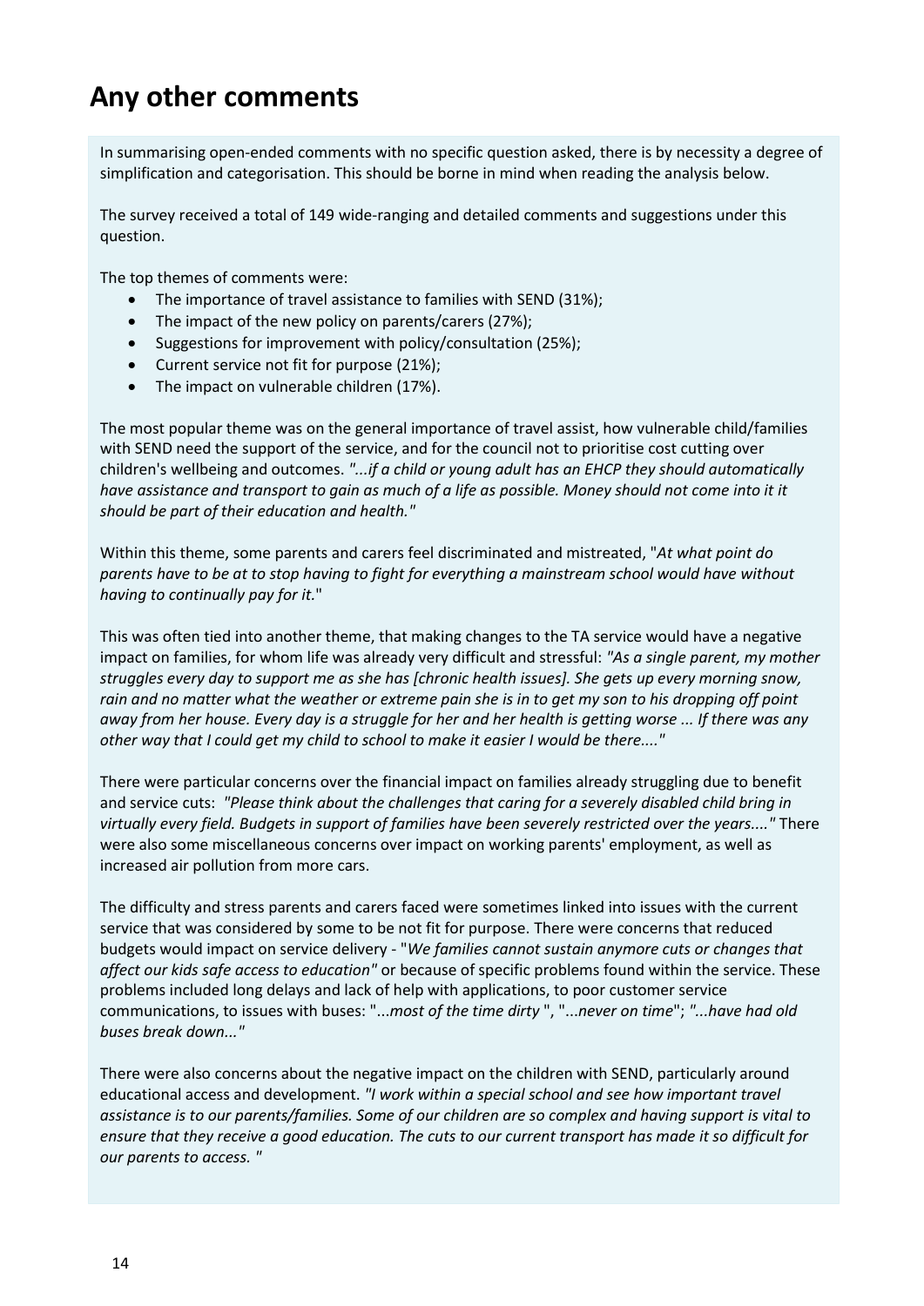# Any other comments

In summarising open-ended comments with no specific question asked, there is by necessity a degree of simplification and categorisation. This should be borne in mind when reading the analysis below.

The survey received a total of 149 wide-ranging and detailed comments and suggestions under this question.

The top themes of comments were:

- The importance of travel assistance to families with SEND (31%);
- The impact of the new policy on parents/carers (27%);
- Suggestions for improvement with policy/consultation (25%);
- Current service not fit for purpose (21%);
- The impact on vulnerable children (17%).

The most popular theme was on the general importance of travel assist, how vulnerable child/families with SEND need the support of the service, and for the council not to prioritise cost cutting over children's wellbeing and outcomes. *"...if a child or young adult has an EHCP they should automatically have assistance and transport to gain as much of a life as possible. Money should not come into it it should be part of their education and health."*

Within this theme, some parents and carers feel discriminated and mistreated, "*At what point do parents have to be at to stop having to fight for everything a mainstream school would have without having to continually pay for it.*"

This was often tied into another theme, that making changes to the TA service would have a negative impact on families, for whom life was already very difficult and stressful: *"As a single parent, my mother struggles every day to support me as she has [chronic health issues]. She gets up every morning snow, rain and no matter what the weather or extreme pain she is in to get my son to his dropping off point away from her house. Every day is a struggle for her and her health is getting worse ... If there was any other way that I could get my child to school to make it easier I would be there...."*

There were particular concerns over the financial impact on families already struggling due to benefit and service cuts: *"Please think about the challenges that caring for a severely disabled child bring in virtually every field. Budgets in support of families have been severely restricted over the years...."* There were also some miscellaneous concerns over impact on working parents' employment, as well as increased air pollution from more cars.

The difficulty and stress parents and carers faced were sometimes linked into issues with the current service that was considered by some to be not fit for purpose. There were concerns that reduced budgets would impact on service delivery - "*We families cannot sustain anymore cuts or changes that affect our kids safe access to education"* or because of specific problems found within the service. These problems included long delays and lack of help with applications, to poor customer service communications, to issues with buses: "*...most of the time dirty* ", "*...never on time*"; *"...have had old buses break down..."*

There were also concerns about the negative impact on the children with SEND, particularly around educational access and development. *"I work within a special school and see how important travel assistance is to our parents/families. Some of our children are so complex and having support is vital to ensure that they receive a good education. The cuts to our current transport has made it so difficult for our parents to access. "*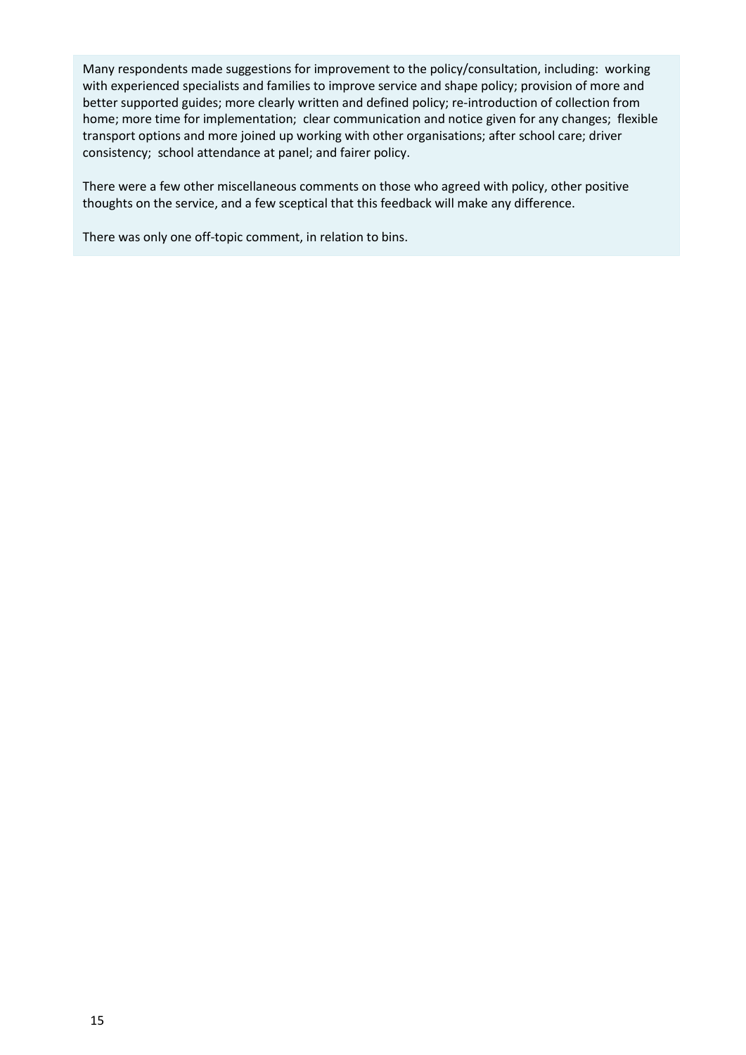Many respondents made suggestions for improvement to the policy/consultation, including: working with experienced specialists and families to improve service and shape policy; provision of more and better supported guides; more clearly written and defined policy; re-introduction of collection from home; more time for implementation; clear communication and notice given for any changes; flexible transport options and more joined up working with other organisations; after school care; driver consistency; school attendance at panel; and fairer policy.

There were a few other miscellaneous comments on those who agreed with policy, other positive thoughts on the service, and a few sceptical that this feedback will make any difference.

There was only one off-topic comment, in relation to bins.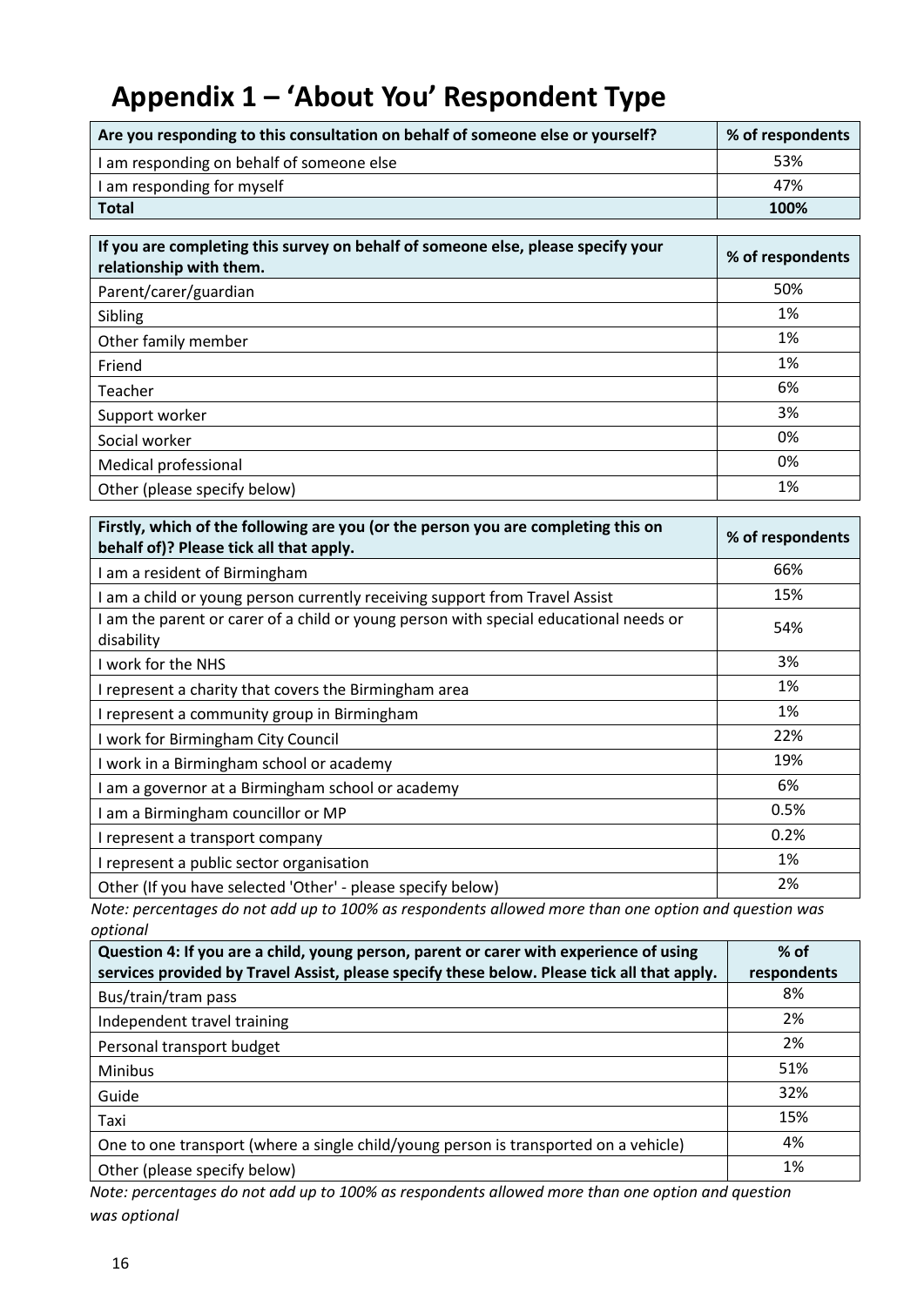# Appendix 1 – 'About You' Respondent Type

| Are you responding to this consultation on behalf of someone else or yourself? | % of respondents |
|---|---|
| I am responding on behalf of someone else | 53% |
| I am responding for myself | 47% |
| **Total** | **100%** |

| If you are completing this survey on behalf of someone else, please specify your relationship with them. | % of respondents |
|---|---|
| Parent/carer/guardian | 50% |
| Sibling | 1% |
| Other family member | 1% |
| Friend | 1% |
| Teacher | 6% |
| Support worker | 3% |
| Social worker | 0% |
| Medical professional | 0% |
| Other (please specify below) | 1% |

| Firstly, which of the following are you (or the person you are completing this on behalf of)? Please tick all that apply. | % of respondents |
|---|---|
| I am a resident of Birmingham | 66% |
| I am a child or young person currently receiving support from Travel Assist | 15% |
| I am the parent or carer of a child or young person with special educational needs or disability | 54% |
| I work for the NHS | 3% |
| I represent a charity that covers the Birmingham area | 1% |
| I represent a community group in Birmingham | 1% |
| I work for Birmingham City Council | 22% |
| I work in a Birmingham school or academy | 19% |
| I am a governor at a Birmingham school or academy | 6% |
| I am a Birmingham councillor or MP | 0.5% |
| I represent a transport company | 0.2% |
| I represent a public sector organisation | 1% |
| Other (If you have selected 'Other' - please specify below) | 2% |

*Note: percentages do not add up to 100% as respondents allowed more than one option and question was optional*

| Question 4: If you are a child, young person, parent or carer with experience of using services provided by Travel Assist, please specify these below. Please tick all that apply. | % of respondents |
|---|---|
| Bus/train/tram pass | 8% |
| Independent travel training | 2% |
| Personal transport budget | 2% |
| Minibus | 51% |
| Guide | 32% |
| Taxi | 15% |
| One to one transport (where a single child/young person is transported on a vehicle) | 4% |
| Other (please specify below) | 1% |

*Note: percentages do not add up to 100% as respondents allowed more than one option and question was optional*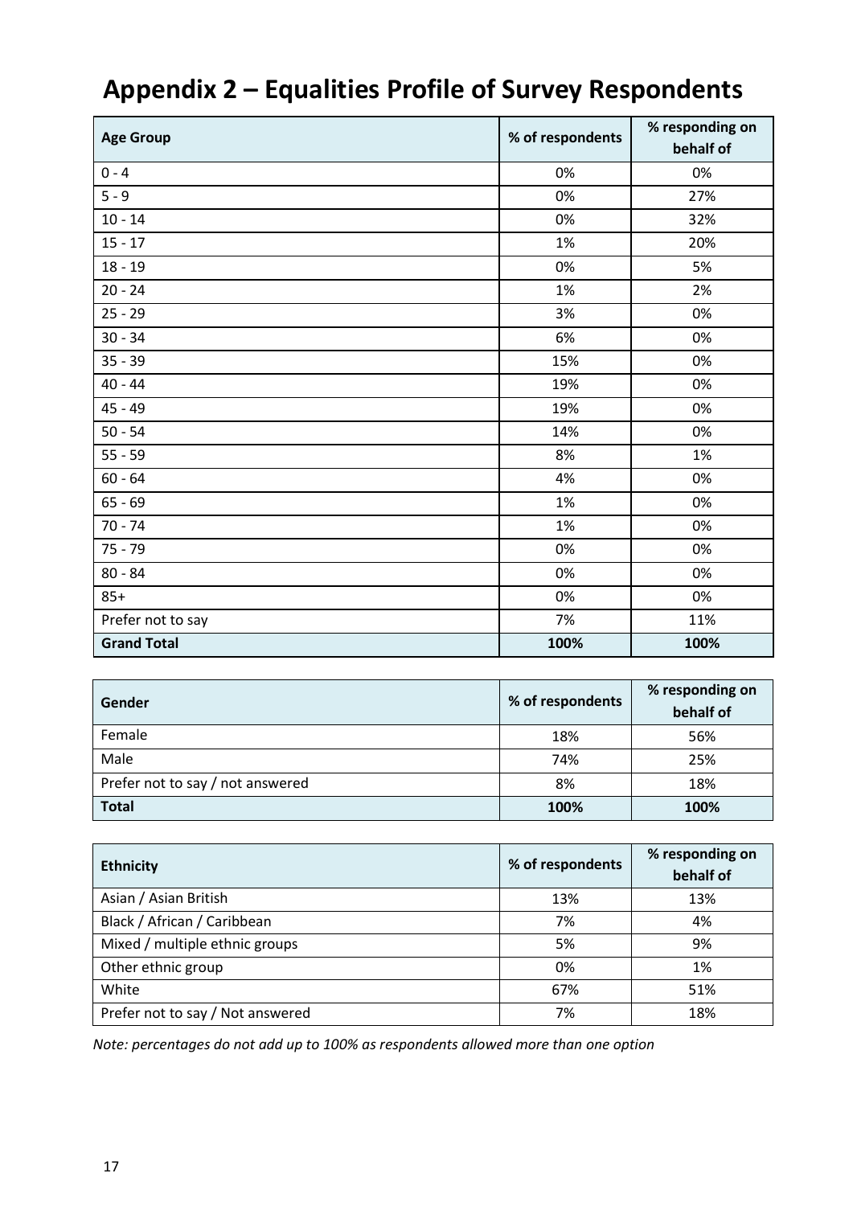# Appendix 2 – Equalities Profile of Survey Respondents

| Age Group | % of respondents | % responding on behalf of |
|---|---|---|
| 0 - 4 | 0% | 0% |
| 5 - 9 | 0% | 27% |
| 10 - 14 | 0% | 32% |
| 15 - 17 | 1% | 20% |
| 18 - 19 | 0% | 5% |
| 20 - 24 | 1% | 2% |
| 25 - 29 | 3% | 0% |
| 30 - 34 | 6% | 0% |
| 35 - 39 | 15% | 0% |
| 40 - 44 | 19% | 0% |
| 45 - 49 | 19% | 0% |
| 50 - 54 | 14% | 0% |
| 55 - 59 | 8% | 1% |
| 60 - 64 | 4% | 0% |
| 65 - 69 | 1% | 0% |
| 70 - 74 | 1% | 0% |
| 75 - 79 | 0% | 0% |
| 80 - 84 | 0% | 0% |
| 85+ | 0% | 0% |
| Prefer not to say | 7% | 11% |
| **Grand Total** | **100%** | **100%** |

| Gender | % of respondents | % responding on behalf of |
|---|---|---|
| Female | 18% | 56% |
| Male | 74% | 25% |
| Prefer not to say / not answered | 8% | 18% |
| **Total** | **100%** | **100%** |

| Ethnicity | % of respondents | % responding on behalf of |
|---|---|---|
| Asian / Asian British | 13% | 13% |
| Black / African / Caribbean | 7% | 4% |
| Mixed / multiple ethnic groups | 5% | 9% |
| Other ethnic group | 0% | 1% |
| White | 67% | 51% |
| Prefer not to say / Not answered | 7% | 18% |

*Note: percentages do not add up to 100% as respondents allowed more than one option*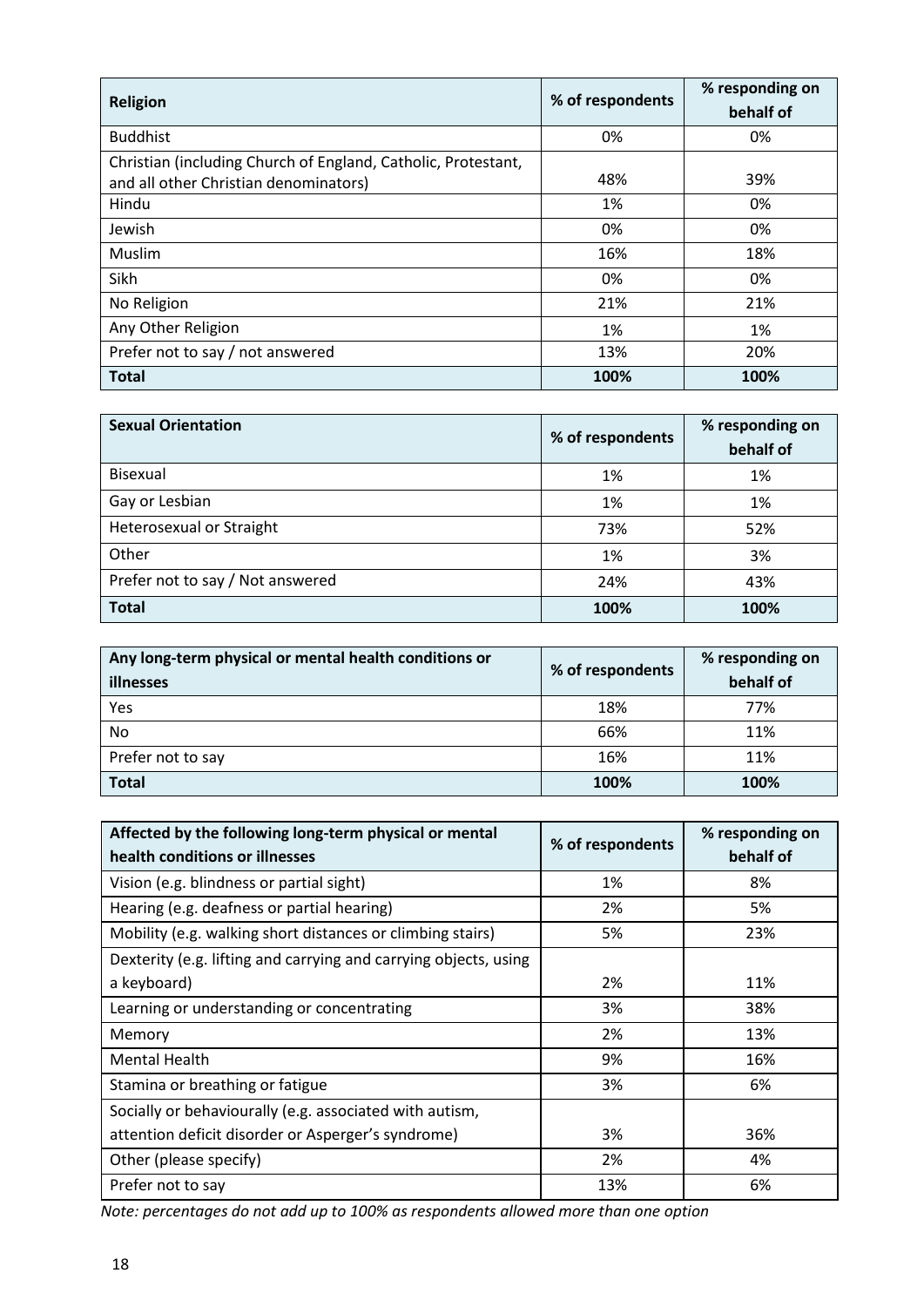| Religion | % of respondents | % responding on behalf of |
|---|---|---|
| Buddhist | 0% | 0% |
| Christian (including Church of England, Catholic, Protestant, and all other Christian denominators) | 48% | 39% |
| Hindu | 1% | 0% |
| Jewish | 0% | 0% |
| Muslim | 16% | 18% |
| Sikh | 0% | 0% |
| No Religion | 21% | 21% |
| Any Other Religion | 1% | 1% |
| Prefer not to say / not answered | 13% | 20% |
| **Total** | **100%** | **100%** |

| Sexual Orientation | % of respondents | % responding on behalf of |
|---|---|---|
| Bisexual | 1% | 1% |
| Gay or Lesbian | 1% | 1% |
| Heterosexual or Straight | 73% | 52% |
| Other | 1% | 3% |
| Prefer not to say / Not answered | 24% | 43% |
| **Total** | **100%** | **100%** |

| Any long-term physical or mental health conditions or illnesses | % of respondents | % responding on behalf of |
|---|---|---|
| Yes | 18% | 77% |
| No | 66% | 11% |
| Prefer not to say | 16% | 11% |
| **Total** | **100%** | **100%** |

| Affected by the following long-term physical or mental health conditions or illnesses | % of respondents | % responding on behalf of |
|---|---|---|
| Vision (e.g. blindness or partial sight) | 1% | 8% |
| Hearing (e.g. deafness or partial hearing) | 2% | 5% |
| Mobility (e.g. walking short distances or climbing stairs) | 5% | 23% |
| Dexterity (e.g. lifting and carrying and carrying objects, using a keyboard) | 2% | 11% |
| Learning or understanding or concentrating | 3% | 38% |
| Memory | 2% | 13% |
| Mental Health | 9% | 16% |
| Stamina or breathing or fatigue | 3% | 6% |
| Socially or behaviourally (e.g. associated with autism, attention deficit disorder or Asperger's syndrome) | 3% | 36% |
| Other (please specify) | 2% | 4% |
| Prefer not to say | 13% | 6% |

*Note: percentages do not add up to 100% as respondents allowed more than one option*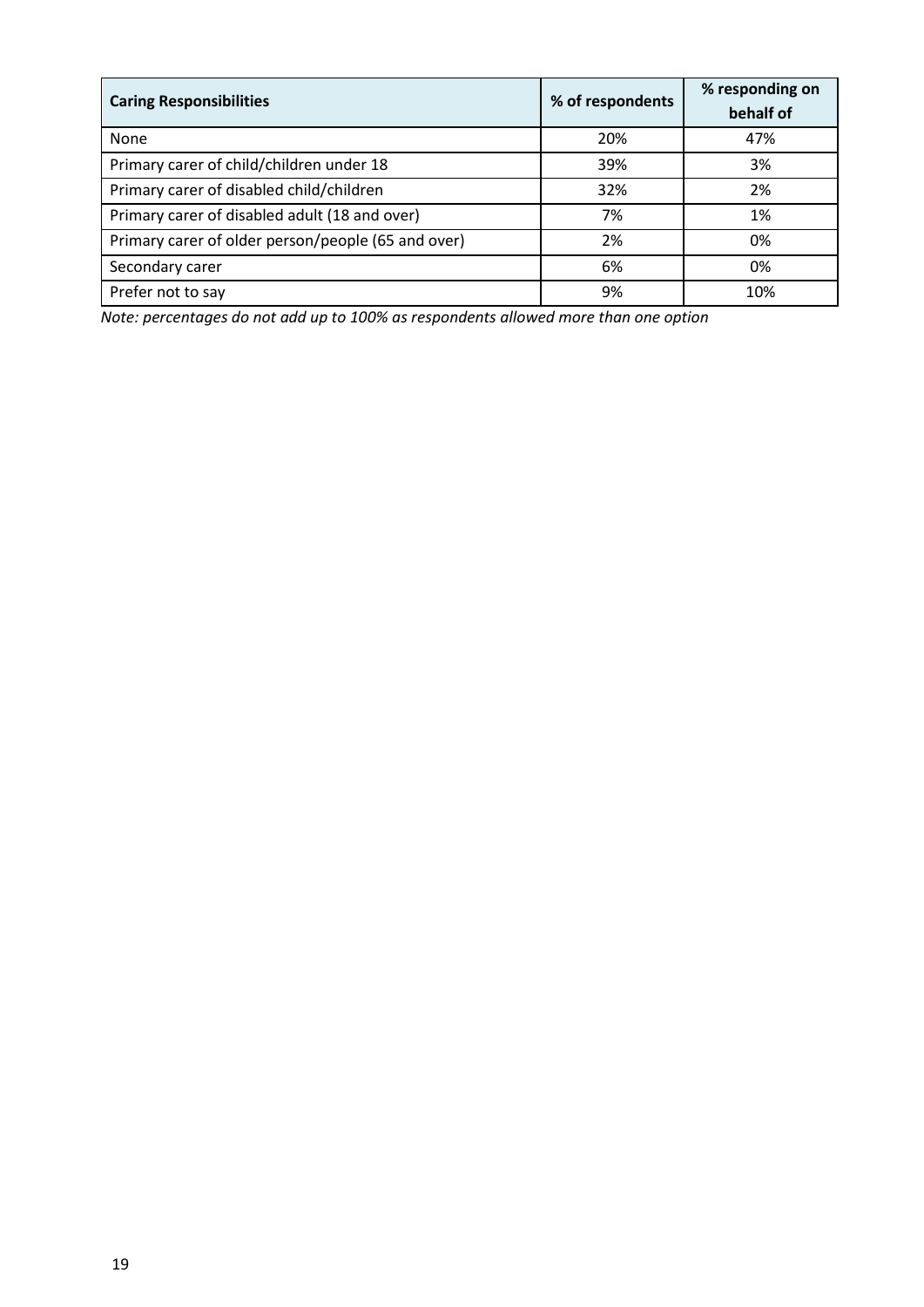| Caring Responsibilities | % of respondents | % responding on behalf of |
| --- | --- | --- |
| None | 20% | 47% |
| Primary carer of child/children under 18 | 39% | 3% |
| Primary carer of disabled child/children | 32% | 2% |
| Primary carer of disabled adult (18 and over) | 7% | 1% |
| Primary carer of older person/people (65 and over) | 2% | 0% |
| Secondary carer | 6% | 0% |
| Prefer not to say | 9% | 10% |

*Note: percentages do not add up to 100% as respondents allowed more than one option*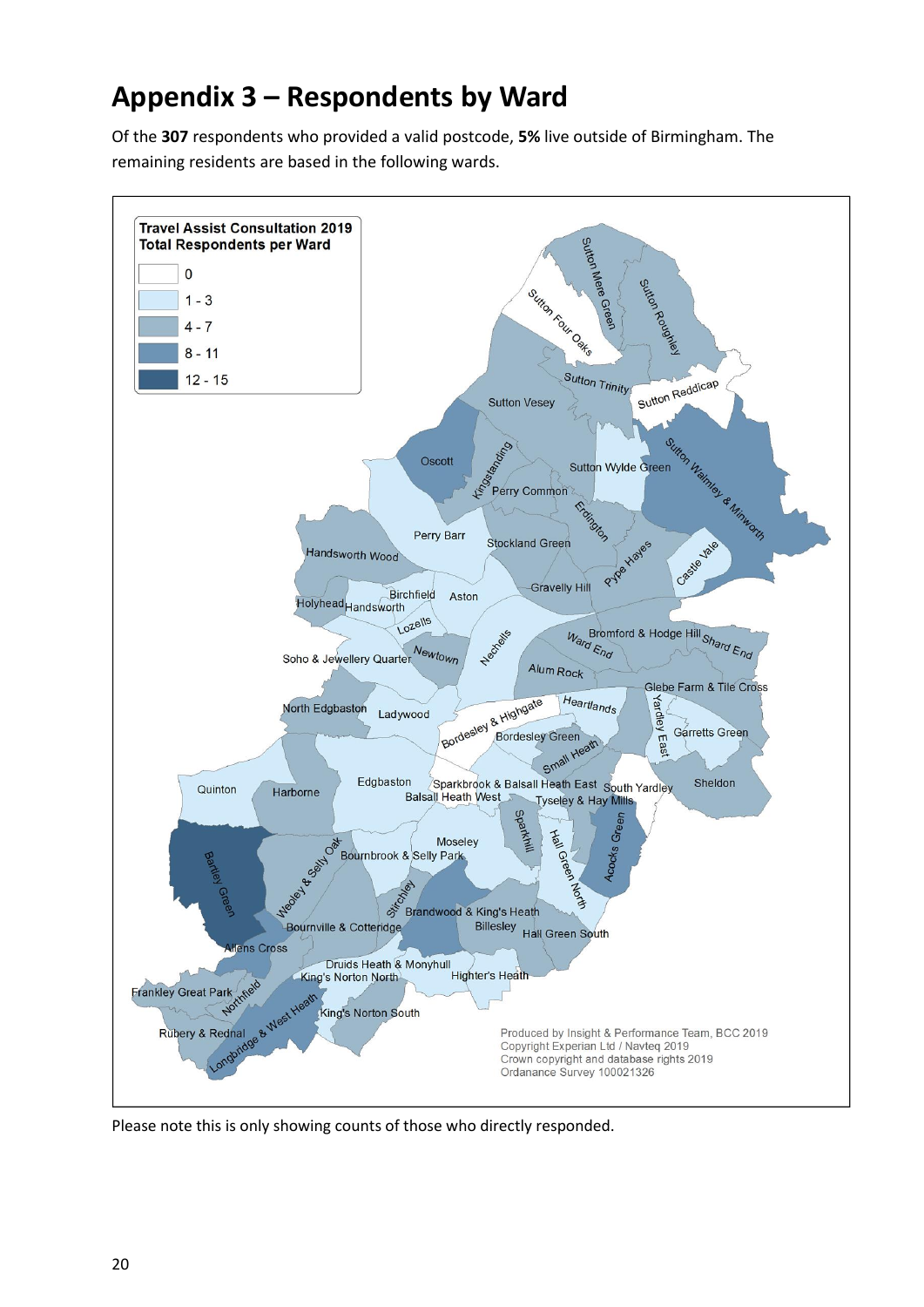# Appendix 3 – Respondents by Ward

Of the **307** respondents who provided a valid postcode, **5%** live outside of Birmingham. The remaining residents are based in the following wards.

Please note this is only showing counts of those who directly responded.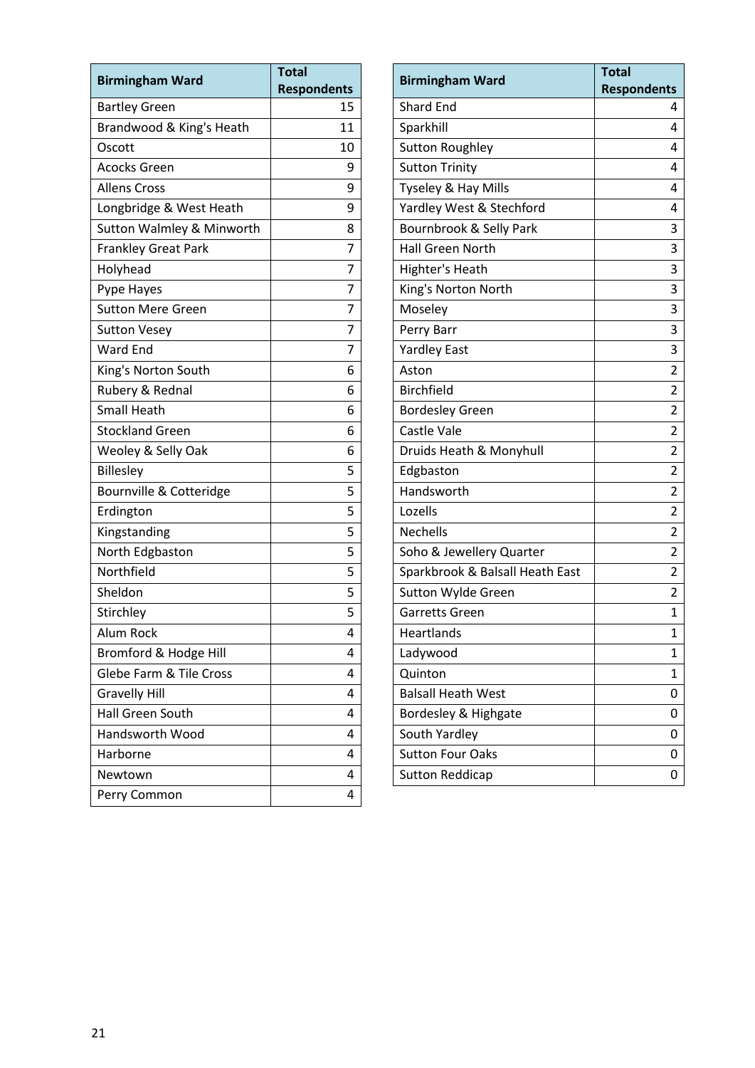| Birmingham Ward | Total Respondents |
|---|---|
| Bartley Green | 15 |
| Brandwood & King's Heath | 11 |
| Oscott | 10 |
| Acocks Green | 9 |
| Allens Cross | 9 |
| Longbridge & West Heath | 9 |
| Sutton Walmley & Minworth | 8 |
| Frankley Great Park | 7 |
| Holyhead | 7 |
| Pype Hayes | 7 |
| Sutton Mere Green | 7 |
| Sutton Vesey | 7 |
| Ward End | 7 |
| King's Norton South | 6 |
| Rubery & Rednal | 6 |
| Small Heath | 6 |
| Stockland Green | 6 |
| Weoley & Selly Oak | 6 |
| Billesley | 5 |
| Bournville & Cotteridge | 5 |
| Erdington | 5 |
| Kingstanding | 5 |
| North Edgbaston | 5 |
| Northfield | 5 |
| Sheldon | 5 |
| Stirchley | 5 |
| Alum Rock | 4 |
| Bromford & Hodge Hill | 4 |
| Glebe Farm & Tile Cross | 4 |
| Gravelly Hill | 4 |
| Hall Green South | 4 |
| Handsworth Wood | 4 |
| Harborne | 4 |
| Newtown | 4 |
| Perry Common | 4 |

| Birmingham Ward | Total Respondents |
|---|---|
| Shard End | 4 |
| Sparkhill | 4 |
| Sutton Roughley | 4 |
| Sutton Trinity | 4 |
| Tyseley & Hay Mills | 4 |
| Yardley West & Stechford | 4 |
| Bournbrook & Selly Park | 3 |
| Hall Green North | 3 |
| Highter's Heath | 3 |
| King's Norton North | 3 |
| Moseley | 3 |
| Perry Barr | 3 |
| Yardley East | 3 |
| Aston | 2 |
| Birchfield | 2 |
| Bordesley Green | 2 |
| Castle Vale | 2 |
| Druids Heath & Monyhull | 2 |
| Edgbaston | 2 |
| Handsworth | 2 |
| Lozells | 2 |
| Nechells | 2 |
| Soho & Jewellery Quarter | 2 |
| Sparkbrook & Balsall Heath East | 2 |
| Sutton Wylde Green | 2 |
| Garretts Green | 1 |
| Heartlands | 1 |
| Ladywood | 1 |
| Quinton | 1 |
| Balsall Heath West | 0 |
| Bordesley & Highgate | 0 |
| South Yardley | 0 |
| Sutton Four Oaks | 0 |
| Sutton Reddicap | 0 |